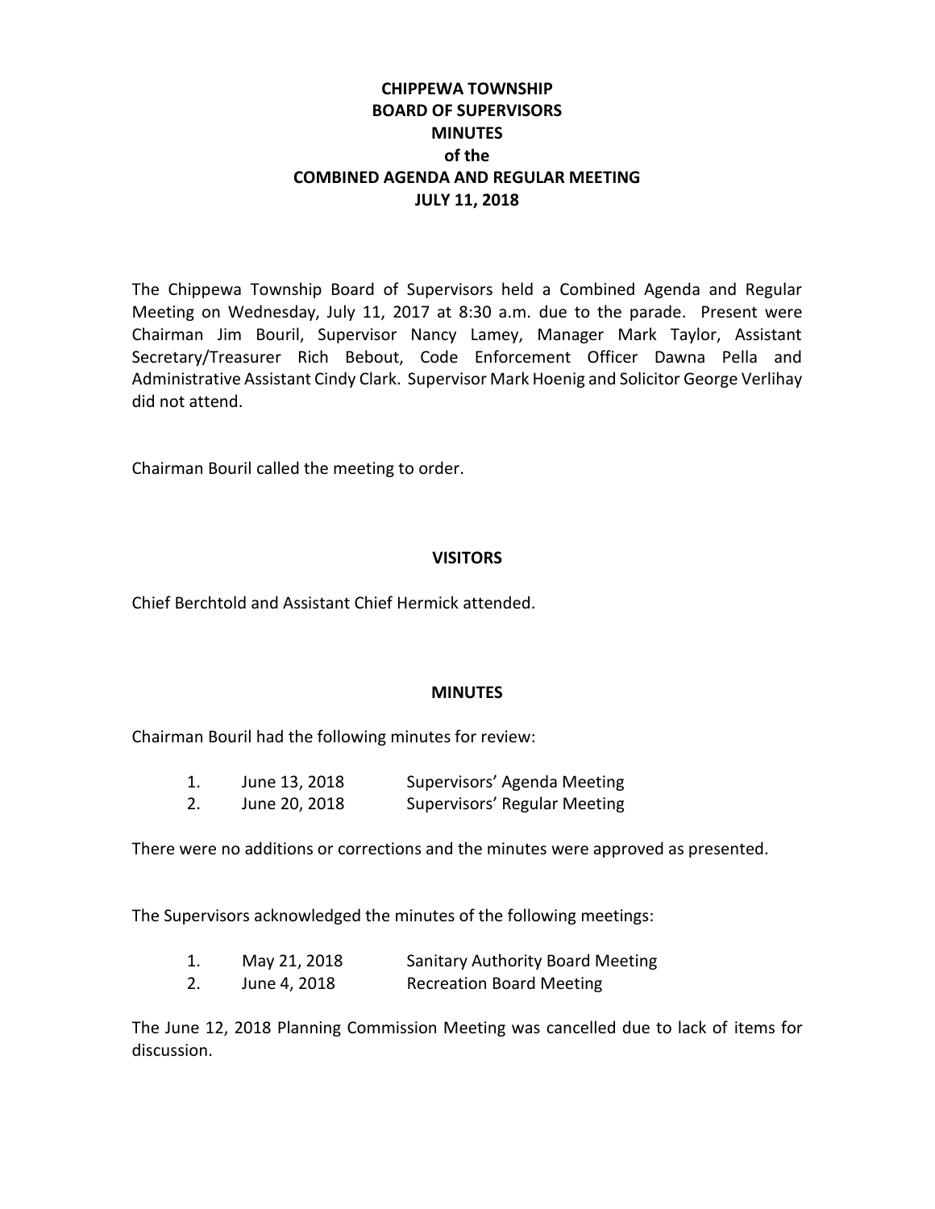# CHIPPEWA TOWNSHIP
## BOARD OF SUPERVISORS
## MINUTES
## of the
## COMBINED AGENDA AND REGULAR MEETING
## JULY 11, 2018

The Chippewa Township Board of Supervisors held a Combined Agenda and Regular Meeting on Wednesday, July 11, 2017 at 8:30 a.m. due to the parade. Present were Chairman Jim Bouril, Supervisor Nancy Lamey, Manager Mark Taylor, Assistant Secretary/Treasurer Rich Bebout, Code Enforcement Officer Dawna Pella and Administrative Assistant Cindy Clark. Supervisor Mark Hoenig and Solicitor George Verlihay did not attend.

Chairman Bouril called the meeting to order.

### VISITORS

Chief Berchtold and Assistant Chief Hermick attended.

### MINUTES

Chairman Bouril had the following minutes for review:

1. June 13, 2018 Supervisors' Agenda Meeting
2. June 20, 2018 Supervisors' Regular Meeting

There were no additions or corrections and the minutes were approved as presented.

The Supervisors acknowledged the minutes of the following meetings:

1. May 21, 2018 Sanitary Authority Board Meeting
2. June 4, 2018 Recreation Board Meeting

The June 12, 2018 Planning Commission Meeting was cancelled due to lack of items for discussion.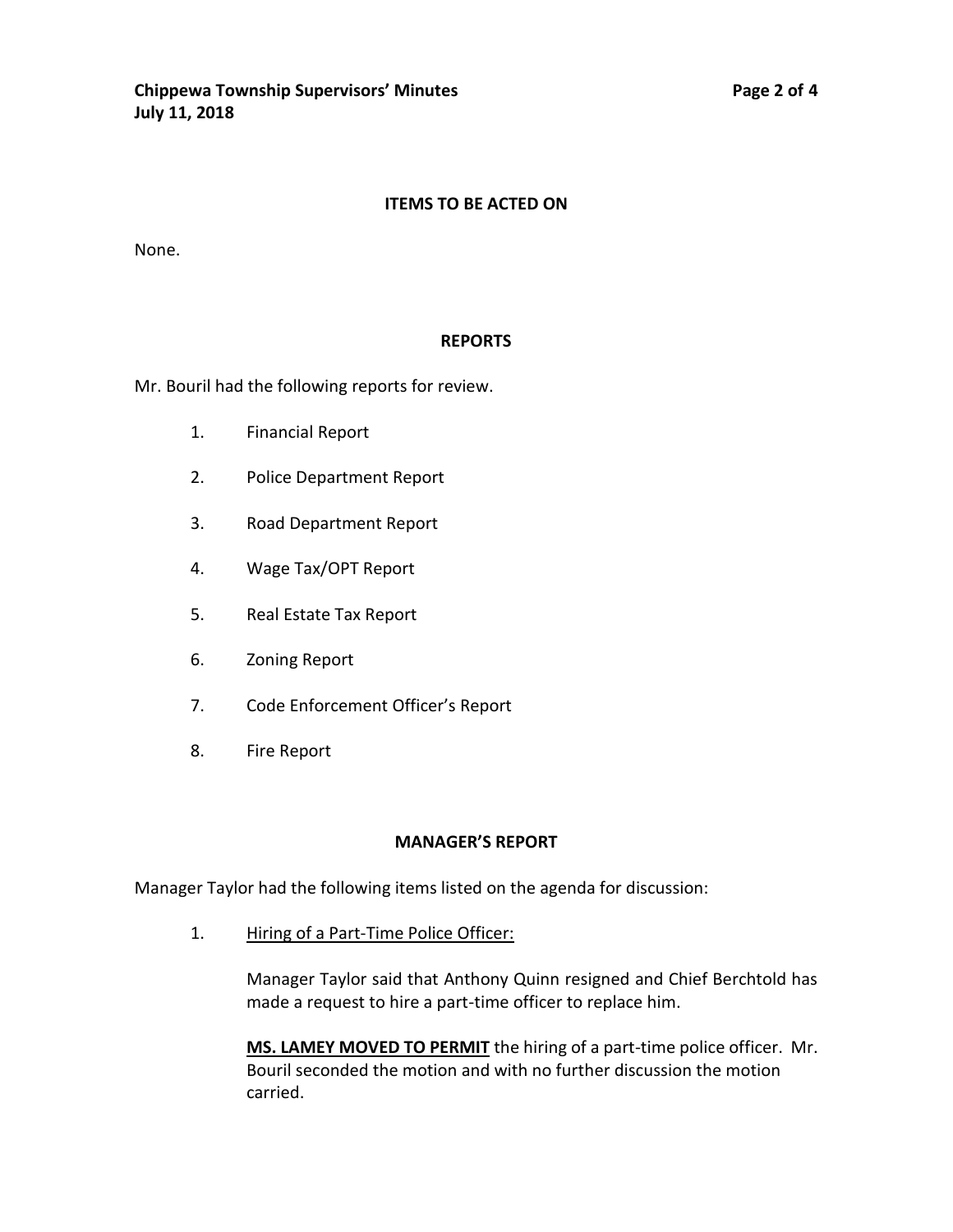## ITEMS TO BE ACTED ON

None.

## REPORTS

Mr. Bouril had the following reports for review.

1. Financial Report
2. Police Department Report
3. Road Department Report
4. Wage Tax/OPT Report
5. Real Estate Tax Report
6. Zoning Report
7. Code Enforcement Officer's Report
8. Fire Report

## MANAGER'S REPORT

Manager Taylor had the following items listed on the agenda for discussion:

1. Hiring of a Part-Time Police Officer:

   Manager Taylor said that Anthony Quinn resigned and Chief Berchtold has made a request to hire a part-time officer to replace him.

   **MS. LAMEY MOVED TO PERMIT** the hiring of a part-time police officer. Mr. Bouril seconded the motion and with no further discussion the motion carried.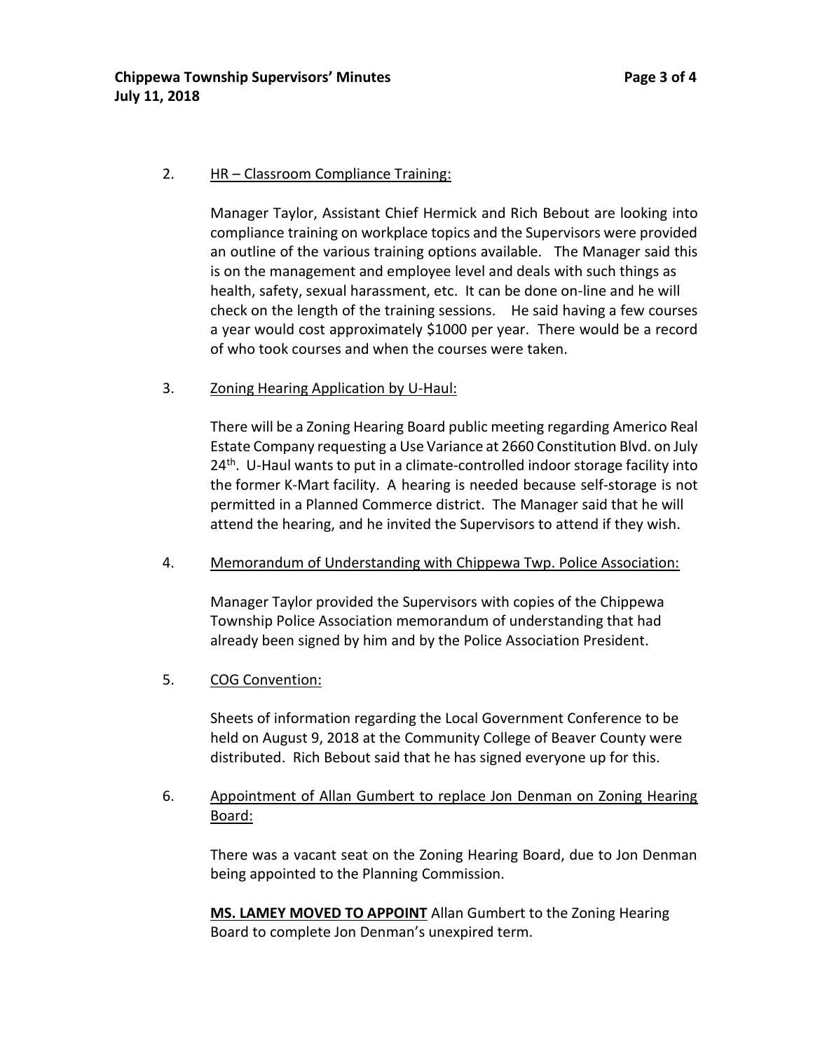2. <u>HR – Classroom Compliance Training:</u>

   Manager Taylor, Assistant Chief Hermick and Rich Bebout are looking into compliance training on workplace topics and the Supervisors were provided an outline of the various training options available. The Manager said this is on the management and employee level and deals with such things as health, safety, sexual harassment, etc. It can be done on-line and he will check on the length of the training sessions. He said having a few courses a year would cost approximately $1000 per year. There would be a record of who took courses and when the courses were taken.

3. <u>Zoning Hearing Application by U-Haul:</u>

   There will be a Zoning Hearing Board public meeting regarding Americo Real Estate Company requesting a Use Variance at 2660 Constitution Blvd. on July 24th. U-Haul wants to put in a climate-controlled indoor storage facility into the former K-Mart facility. A hearing is needed because self-storage is not permitted in a Planned Commerce district. The Manager said that he will attend the hearing, and he invited the Supervisors to attend if they wish.

4. <u>Memorandum of Understanding with Chippewa Twp. Police Association:</u>

   Manager Taylor provided the Supervisors with copies of the Chippewa Township Police Association memorandum of understanding that had already been signed by him and by the Police Association President.

5. <u>COG Convention:</u>

   Sheets of information regarding the Local Government Conference to be held on August 9, 2018 at the Community College of Beaver County were distributed. Rich Bebout said that he has signed everyone up for this.

6. <u>Appointment of Allan Gumbert to replace Jon Denman on Zoning Hearing Board:</u>

   There was a vacant seat on the Zoning Hearing Board, due to Jon Denman being appointed to the Planning Commission.

   **<u>MS. LAMEY MOVED TO APPOINT</u>** Allan Gumbert to the Zoning Hearing Board to complete Jon Denman's unexpired term.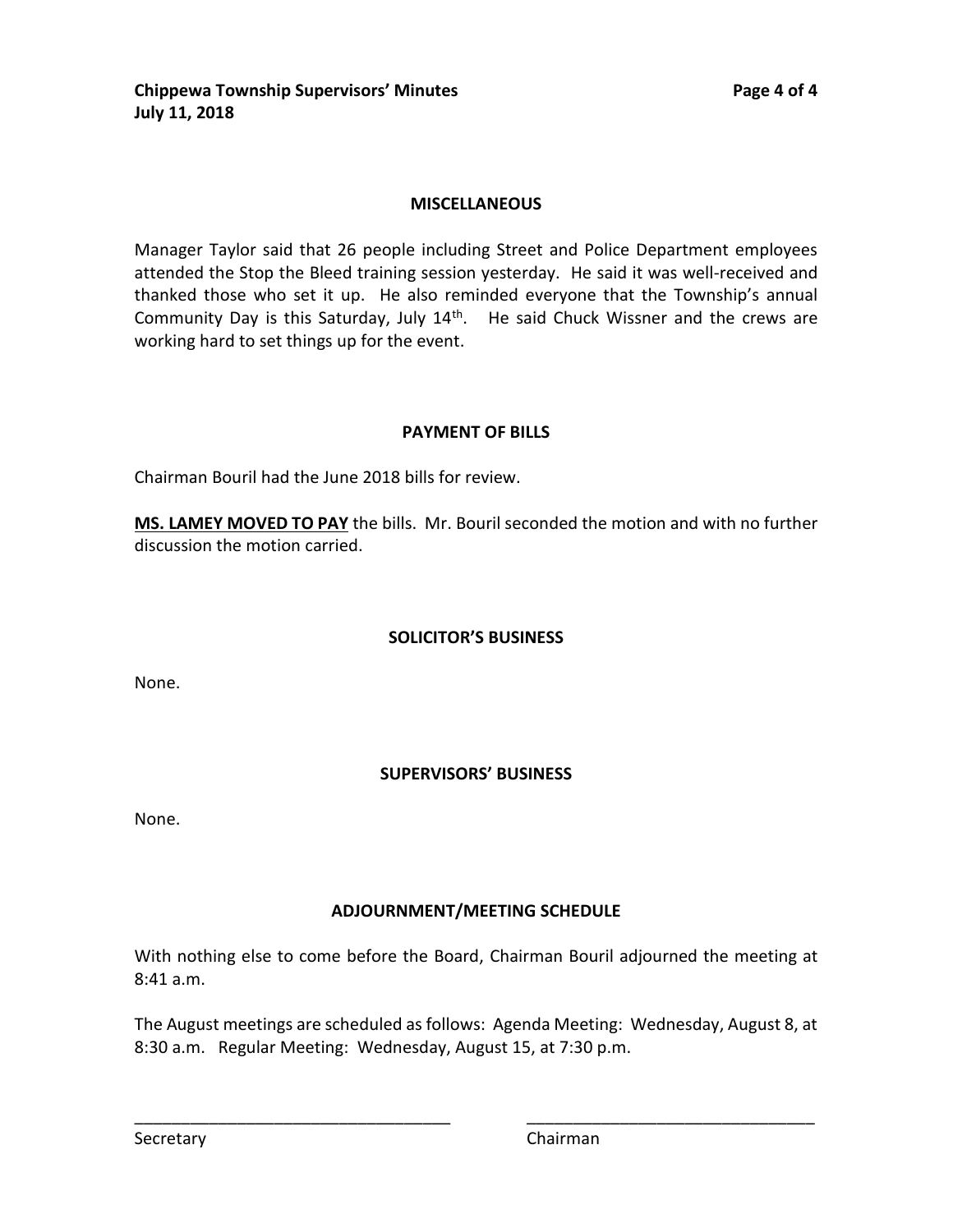## MISCELLANEOUS

Manager Taylor said that 26 people including Street and Police Department employees attended the Stop the Bleed training session yesterday. He said it was well-received and thanked those who set it up. He also reminded everyone that the Township's annual Community Day is this Saturday, July 14th. He said Chuck Wissner and the crews are working hard to set things up for the event.

## PAYMENT OF BILLS

Chairman Bouril had the June 2018 bills for review.

**MS. LAMEY MOVED TO PAY** the bills. Mr. Bouril seconded the motion and with no further discussion the motion carried.

## SOLICITOR'S BUSINESS

None.

## SUPERVISORS' BUSINESS

None.

## ADJOURNMENT/MEETING SCHEDULE

With nothing else to come before the Board, Chairman Bouril adjourned the meeting at 8:41 a.m.

The August meetings are scheduled as follows: Agenda Meeting: Wednesday, August 8, at 8:30 a.m. Regular Meeting: Wednesday, August 15, at 7:30 p.m.

___________________________________ Secretary

___________________________________ Chairman